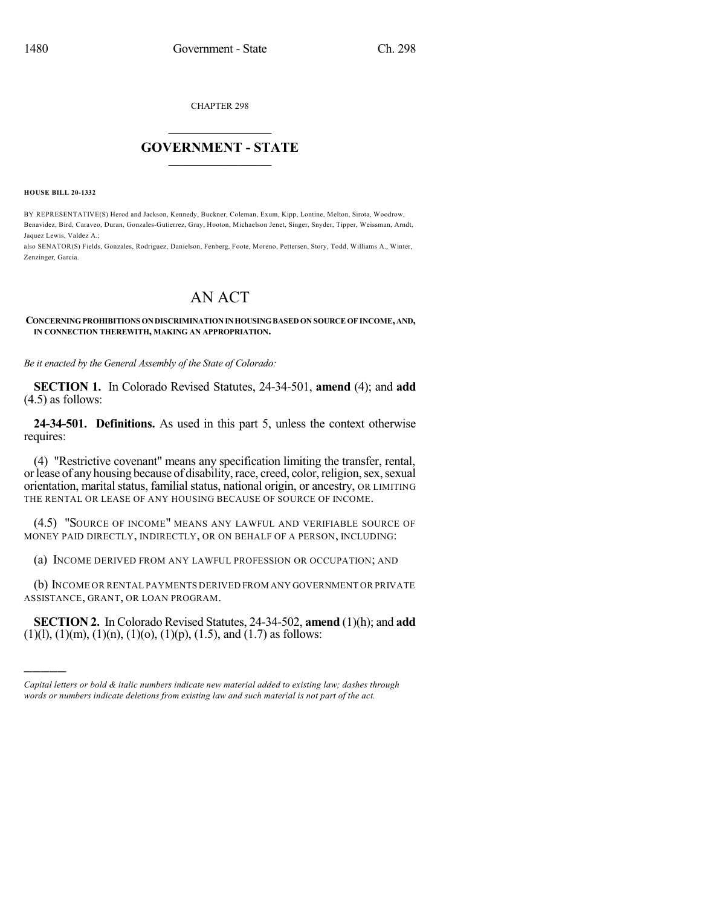CHAPTER 298

# GOVERNMENT - STATE

**HOUSE BILL 20-1332**

BY REPRESENTATIVE(S) Herod and Jackson, Kennedy, Buckner, Coleman, Exum, Kipp, Lontine, Melton, Sirota, Woodrow, Benavidez, Bird, Caraveo, Duran, Gonzales-Gutierrez, Gray, Hooton, Michaelson Jenet, Singer, Snyder, Tipper, Weissman, Arndt, Jaquez Lewis, Valdez A.;
also SENATOR(S) Fields, Gonzales, Rodriguez, Danielson, Fenberg, Foote, Moreno, Pettersen, Story, Todd, Williams A., Winter, Zenzinger, Garcia.

# AN ACT

**CONCERNING PROHIBITIONS ON DISCRIMINATION IN HOUSING BASED ON SOURCE OF INCOME, AND, IN CONNECTION THEREWITH, MAKING AN APPROPRIATION.**

*Be it enacted by the General Assembly of the State of Colorado:*

**SECTION 1.** In Colorado Revised Statutes, 24-34-501, **amend** (4); and **add** (4.5) as follows:

**24-34-501. Definitions.** As used in this part 5, unless the context otherwise requires:

(4) "Restrictive covenant" means any specification limiting the transfer, rental, or lease of any housing because of disability, race, creed, color, religion, sex, sexual orientation, marital status, familial status, national origin, or ancestry, OR LIMITING THE RENTAL OR LEASE OF ANY HOUSING BECAUSE OF SOURCE OF INCOME.

(4.5) "SOURCE OF INCOME" MEANS ANY LAWFUL AND VERIFIABLE SOURCE OF MONEY PAID DIRECTLY, INDIRECTLY, OR ON BEHALF OF A PERSON, INCLUDING:

(a) INCOME DERIVED FROM ANY LAWFUL PROFESSION OR OCCUPATION; AND

(b) INCOME OR RENTAL PAYMENTS DERIVED FROM ANY GOVERNMENT OR PRIVATE ASSISTANCE, GRANT, OR LOAN PROGRAM.

**SECTION 2.** In Colorado Revised Statutes, 24-34-502, **amend** (1)(h); and **add** (1)(l), (1)(m), (1)(n), (1)(o), (1)(p), (1.5), and (1.7) as follows:

---

*Capital letters or bold & italic numbers indicate new material added to existing law; dashes through words or numbers indicate deletions from existing law and such material is not part of the act.*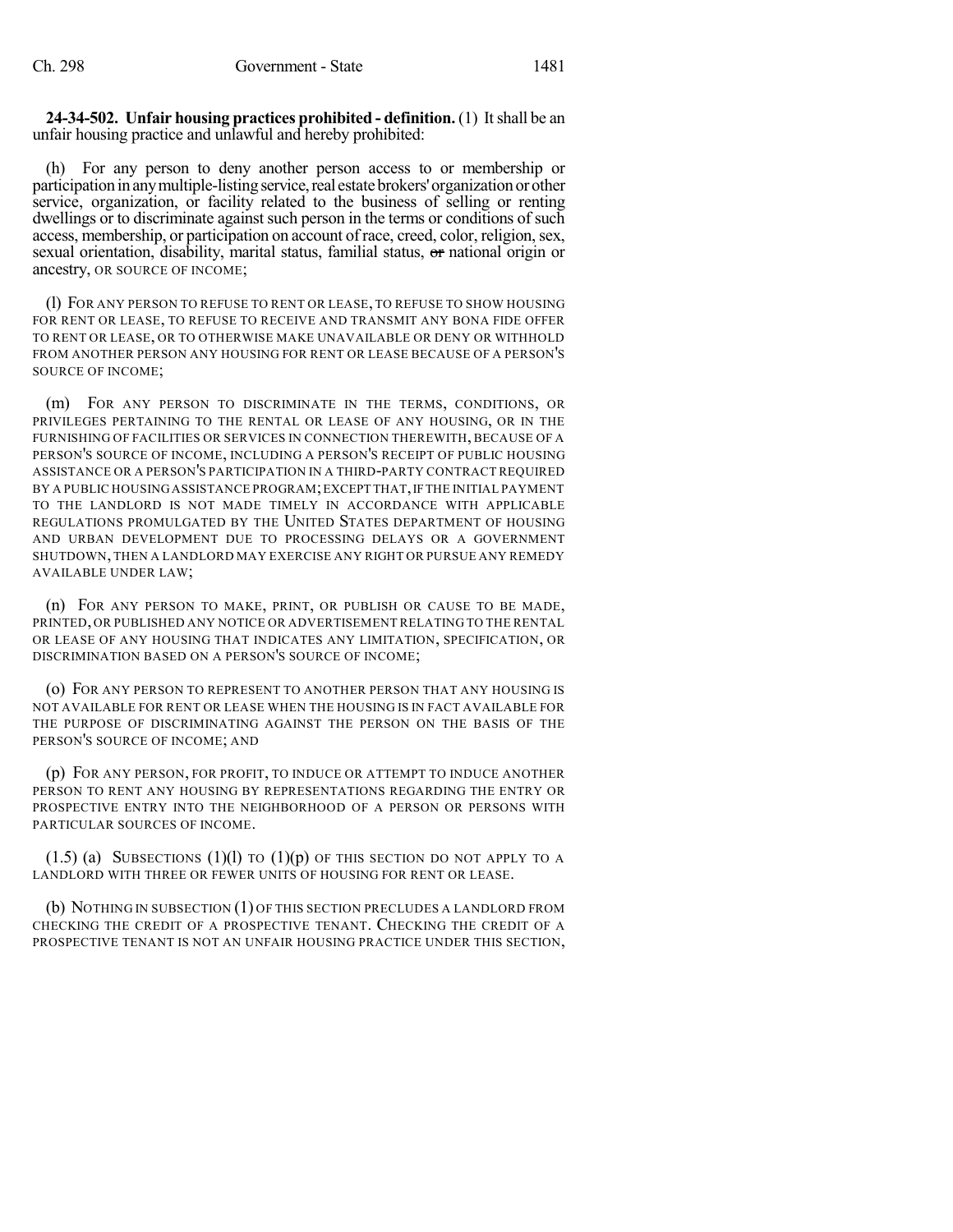**24-34-502. Unfair housing practices prohibited - definition.** (1) It shall be an unfair housing practice and unlawful and hereby prohibited:

(h) For any person to deny another person access to or membership or participation in any multiple-listing service, real estate brokers' organization or other service, organization, or facility related to the business of selling or renting dwellings or to discriminate against such person in the terms or conditions of such access, membership, or participation on account of race, creed, color, religion, sex, sexual orientation, disability, marital status, familial status, ~~or~~ national origin or ancestry, OR SOURCE OF INCOME;

(l) FOR ANY PERSON TO REFUSE TO RENT OR LEASE, TO REFUSE TO SHOW HOUSING FOR RENT OR LEASE, TO REFUSE TO RECEIVE AND TRANSMIT ANY BONA FIDE OFFER TO RENT OR LEASE, OR TO OTHERWISE MAKE UNAVAILABLE OR DENY OR WITHHOLD FROM ANOTHER PERSON ANY HOUSING FOR RENT OR LEASE BECAUSE OF A PERSON'S SOURCE OF INCOME;

(m) FOR ANY PERSON TO DISCRIMINATE IN THE TERMS, CONDITIONS, OR PRIVILEGES PERTAINING TO THE RENTAL OR LEASE OF ANY HOUSING, OR IN THE FURNISHING OF FACILITIES OR SERVICES IN CONNECTION THEREWITH, BECAUSE OF A PERSON'S SOURCE OF INCOME, INCLUDING A PERSON'S RECEIPT OF PUBLIC HOUSING ASSISTANCE OR A PERSON'S PARTICIPATION IN A THIRD-PARTY CONTRACT REQUIRED BY A PUBLIC HOUSING ASSISTANCE PROGRAM; EXCEPT THAT, IF THE INITIAL PAYMENT TO THE LANDLORD IS NOT MADE TIMELY IN ACCORDANCE WITH APPLICABLE REGULATIONS PROMULGATED BY THE UNITED STATES DEPARTMENT OF HOUSING AND URBAN DEVELOPMENT DUE TO PROCESSING DELAYS OR A GOVERNMENT SHUTDOWN, THEN A LANDLORD MAY EXERCISE ANY RIGHT OR PURSUE ANY REMEDY AVAILABLE UNDER LAW;

(n) FOR ANY PERSON TO MAKE, PRINT, OR PUBLISH OR CAUSE TO BE MADE, PRINTED, OR PUBLISHED ANY NOTICE OR ADVERTISEMENT RELATING TO THE RENTAL OR LEASE OF ANY HOUSING THAT INDICATES ANY LIMITATION, SPECIFICATION, OR DISCRIMINATION BASED ON A PERSON'S SOURCE OF INCOME;

(o) FOR ANY PERSON TO REPRESENT TO ANOTHER PERSON THAT ANY HOUSING IS NOT AVAILABLE FOR RENT OR LEASE WHEN THE HOUSING IS IN FACT AVAILABLE FOR THE PURPOSE OF DISCRIMINATING AGAINST THE PERSON ON THE BASIS OF THE PERSON'S SOURCE OF INCOME; AND

(p) FOR ANY PERSON, FOR PROFIT, TO INDUCE OR ATTEMPT TO INDUCE ANOTHER PERSON TO RENT ANY HOUSING BY REPRESENTATIONS REGARDING THE ENTRY OR PROSPECTIVE ENTRY INTO THE NEIGHBORHOOD OF A PERSON OR PERSONS WITH PARTICULAR SOURCES OF INCOME.

(1.5) (a) SUBSECTIONS (1)(l) TO (1)(p) OF THIS SECTION DO NOT APPLY TO A LANDLORD WITH THREE OR FEWER UNITS OF HOUSING FOR RENT OR LEASE.

(b) NOTHING IN SUBSECTION (1) OF THIS SECTION PRECLUDES A LANDLORD FROM CHECKING THE CREDIT OF A PROSPECTIVE TENANT. CHECKING THE CREDIT OF A PROSPECTIVE TENANT IS NOT AN UNFAIR HOUSING PRACTICE UNDER THIS SECTION,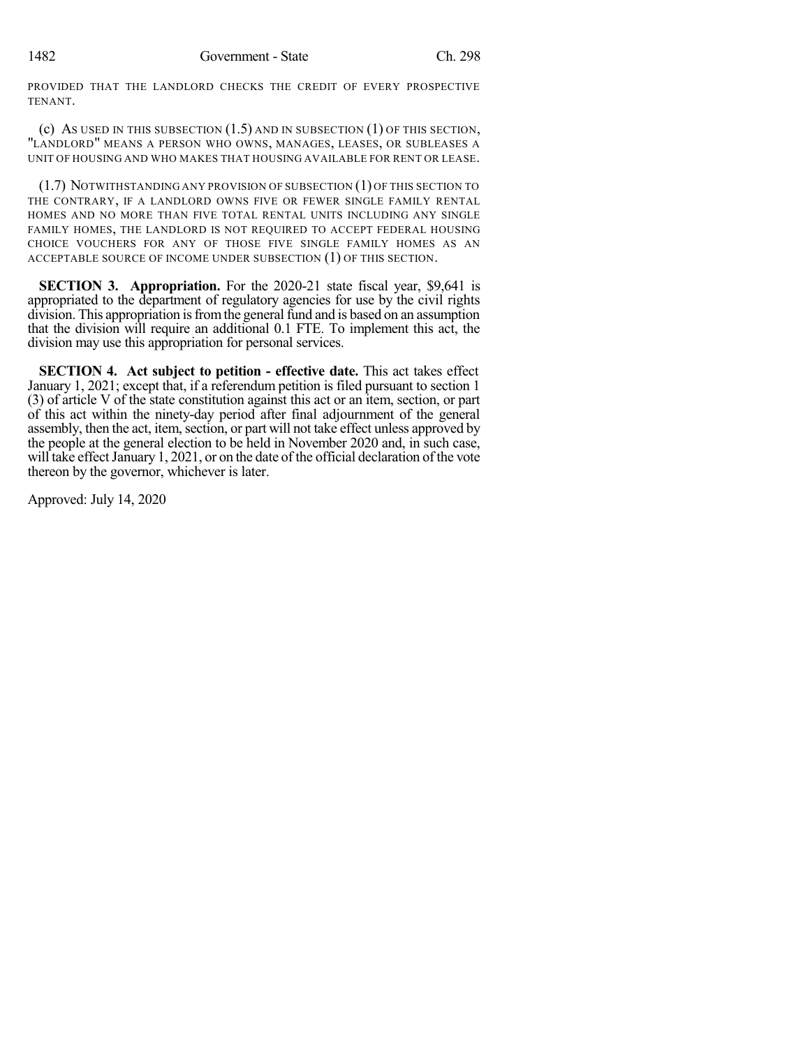PROVIDED THAT THE LANDLORD CHECKS THE CREDIT OF EVERY PROSPECTIVE TENANT.

(c) AS USED IN THIS SUBSECTION (1.5) AND IN SUBSECTION (1) OF THIS SECTION, "LANDLORD" MEANS A PERSON WHO OWNS, MANAGES, LEASES, OR SUBLEASES A UNIT OF HOUSING AND WHO MAKES THAT HOUSING AVAILABLE FOR RENT OR LEASE.

(1.7) NOTWITHSTANDING ANY PROVISION OF SUBSECTION (1) OF THIS SECTION TO THE CONTRARY, IF A LANDLORD OWNS FIVE OR FEWER SINGLE FAMILY RENTAL HOMES AND NO MORE THAN FIVE TOTAL RENTAL UNITS INCLUDING ANY SINGLE FAMILY HOMES, THE LANDLORD IS NOT REQUIRED TO ACCEPT FEDERAL HOUSING CHOICE VOUCHERS FOR ANY OF THOSE FIVE SINGLE FAMILY HOMES AS AN ACCEPTABLE SOURCE OF INCOME UNDER SUBSECTION (1) OF THIS SECTION.

**SECTION 3. Appropriation.** For the 2020-21 state fiscal year, $9,641 is appropriated to the department of regulatory agencies for use by the civil rights division. This appropriation is from the general fund and is based on an assumption that the division will require an additional 0.1 FTE. To implement this act, the division may use this appropriation for personal services.

**SECTION 4. Act subject to petition - effective date.** This act takes effect January 1, 2021; except that, if a referendum petition is filed pursuant to section 1 (3) of article V of the state constitution against this act or an item, section, or part of this act within the ninety-day period after final adjournment of the general assembly, then the act, item, section, or part will not take effect unless approved by the people at the general election to be held in November 2020 and, in such case, will take effect January 1, 2021, or on the date of the official declaration of the vote thereon by the governor, whichever is later.

Approved: July 14, 2020